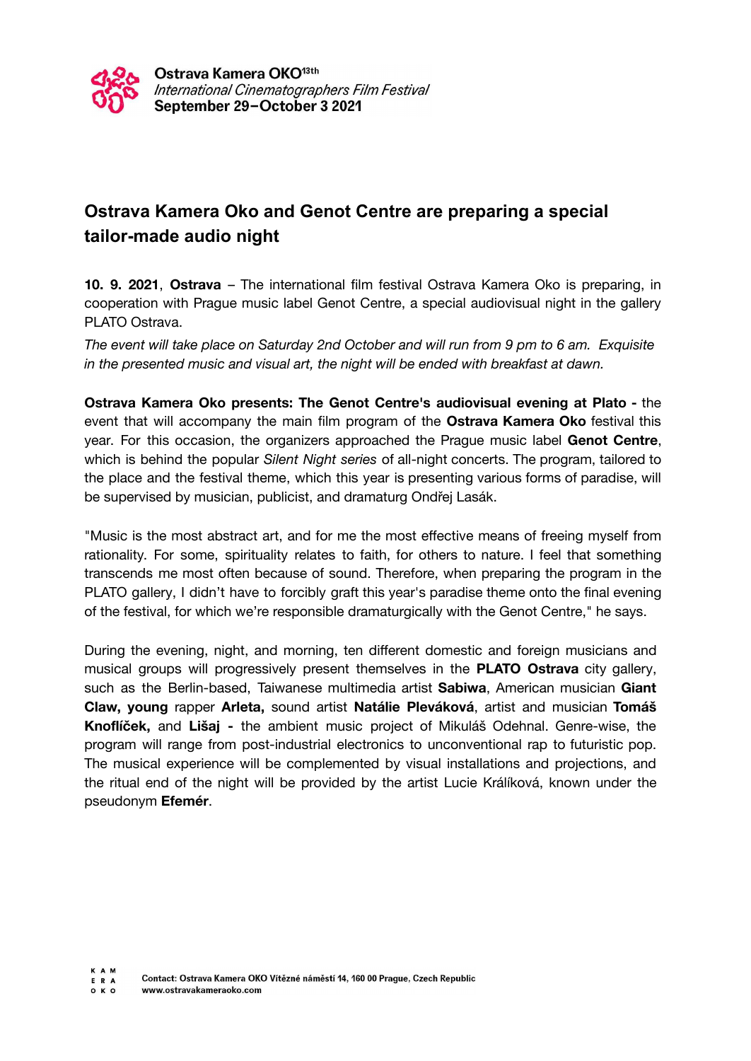Ostrava Kamera OKO[13th]
*International Cinematographers Film Festival*
**September 29–October 3 2021**

## Ostrava Kamera Oko and Genot Centre are preparing a special tailor-made audio night

**10. 9. 2021**, **Ostrava** – The international film festival Ostrava Kamera Oko is preparing, in cooperation with Prague music label Genot Centre, a special audiovisual night in the gallery PLATO Ostrava.

*The event will take place on Saturday 2nd October and will run from 9 pm to 6 am. Exquisite in the presented music and visual art, the night will be ended with breakfast at dawn.*

**Ostrava Kamera Oko presents: The Genot Centre's audiovisual evening at Plato -** the event that will accompany the main film program of the **Ostrava Kamera Oko** festival this year. For this occasion, the organizers approached the Prague music label **Genot Centre**, which is behind the popular *Silent Night series* of all-night concerts. The program, tailored to the place and the festival theme, which this year is presenting various forms of paradise, will be supervised by musician, publicist, and dramaturg Ondřej Lasák.

"Music is the most abstract art, and for me the most effective means of freeing myself from rationality. For some, spirituality relates to faith, for others to nature. I feel that something transcends me most often because of sound. Therefore, when preparing the program in the PLATO gallery, I didn't have to forcibly graft this year's paradise theme onto the final evening of the festival, for which we're responsible dramaturgically with the Genot Centre," he says.

During the evening, night, and morning, ten different domestic and foreign musicians and musical groups will progressively present themselves in the **PLATO Ostrava** city gallery, such as the Berlin-based, Taiwanese multimedia artist **Sabiwa**, American musician **Giant Claw, young** rapper **Arleta,** sound artist **Natálie Pleváková**, artist and musician **Tomáš Knoflíček,** and **Lišaj -** the ambient music project of Mikuláš Odehnal. Genre-wise, the program will range from post-industrial electronics to unconventional rap to futuristic pop. The musical experience will be complemented by visual installations and projections, and the ritual end of the night will be provided by the artist Lucie Králíková, known under the pseudonym **Efemér**.

Contact: Ostrava Kamera OKO Vítězné náměstí 14, 160 00 Prague, Czech Republic
www.ostravakameraoko.com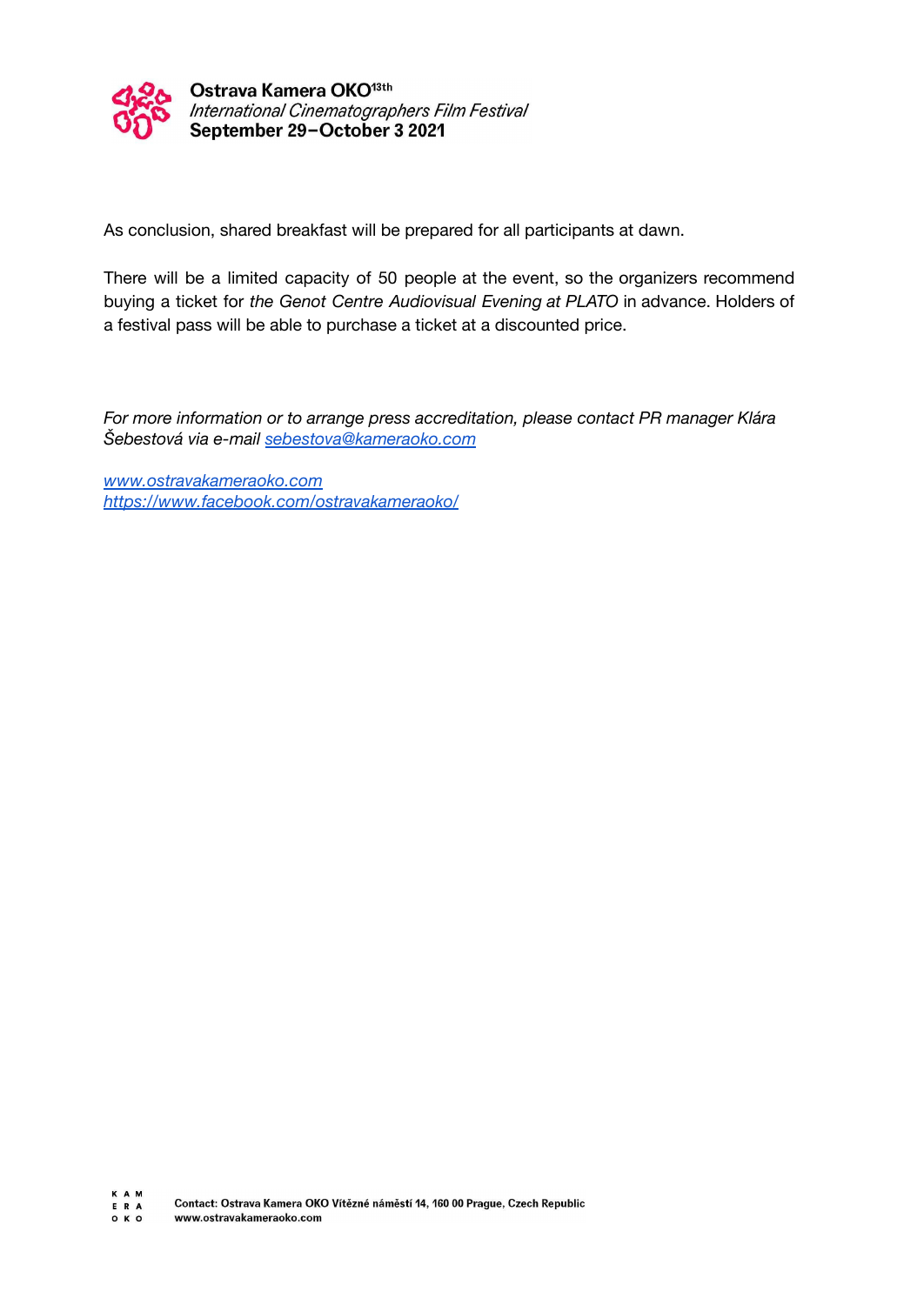As conclusion, shared breakfast will be prepared for all participants at dawn.

There will be a limited capacity of 50 people at the event, so the organizers recommend buying a ticket for *the Genot Centre Audiovisual Evening at PLATO* in advance. Holders of a festival pass will be able to purchase a ticket at a discounted price.

*For more information or to arrange press accreditation, please contact PR manager Klára Šebestová via e-mail [sebestova@kameraoko.com](mailto:sebestova@kameraoko.com)*

*[www.ostravakameraoko.com](http://www.ostravakameraoko.com)*
*[https://www.facebook.com/ostravakameraoko/](https://www.facebook.com/ostravakameraoko/)*